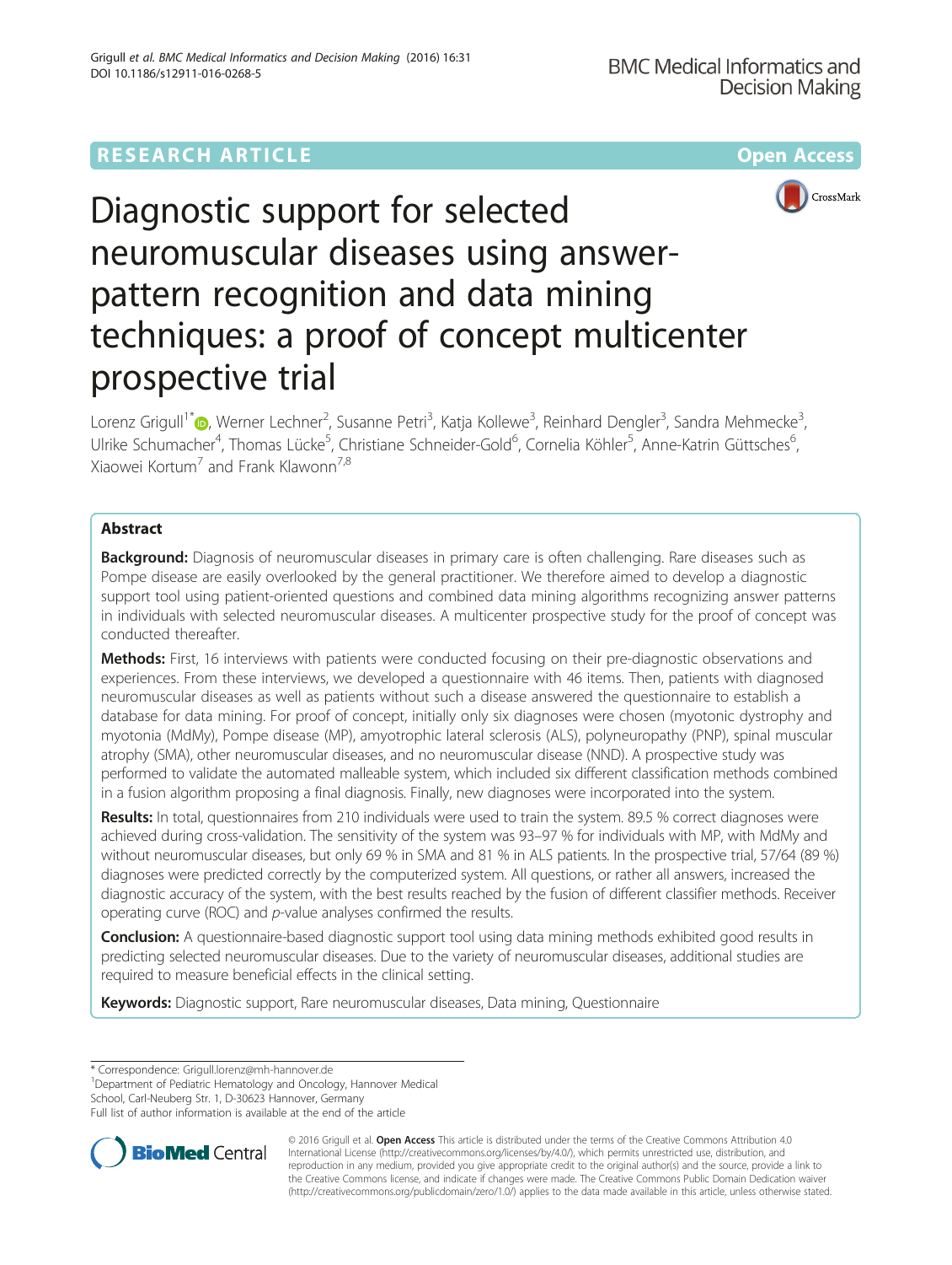RESEARCH ARTICLE

Open Access

# Diagnostic support for selected neuromuscular diseases using answer-pattern recognition and data mining techniques: a proof of concept multicenter prospective trial

Lorenz Grigull[1*], Werner Lechner[2], Susanne Petri[3], Katja Kollewe[3], Reinhard Dengler[3], Sandra Mehmecke[3], Ulrike Schumacher[4], Thomas Lücke[5], Christiane Schneider-Gold[6], Cornelia Köhler[5], Anne-Katrin Güttsches[6], Xiaowei Kortum[7] and Frank Klawonn[7,8]

## Abstract

**Background:** Diagnosis of neuromuscular diseases in primary care is often challenging. Rare diseases such as Pompe disease are easily overlooked by the general practitioner. We therefore aimed to develop a diagnostic support tool using patient-oriented questions and combined data mining algorithms recognizing answer patterns in individuals with selected neuromuscular diseases. A multicenter prospective study for the proof of concept was conducted thereafter.

**Methods:** First, 16 interviews with patients were conducted focusing on their pre-diagnostic observations and experiences. From these interviews, we developed a questionnaire with 46 items. Then, patients with diagnosed neuromuscular diseases as well as patients without such a disease answered the questionnaire to establish a database for data mining. For proof of concept, initially only six diagnoses were chosen (myotonic dystrophy and myotonia (MdMy), Pompe disease (MP), amyotrophic lateral sclerosis (ALS), polyneuropathy (PNP), spinal muscular atrophy (SMA), other neuromuscular diseases, and no neuromuscular disease (NND). A prospective study was performed to validate the automated malleable system, which included six different classification methods combined in a fusion algorithm proposing a final diagnosis. Finally, new diagnoses were incorporated into the system.

**Results:** In total, questionnaires from 210 individuals were used to train the system. 89.5 % correct diagnoses were achieved during cross-validation. The sensitivity of the system was 93–97 % for individuals with MP, with MdMy and without neuromuscular diseases, but only 69 % in SMA and 81 % in ALS patients. In the prospective trial, 57/64 (89 %) diagnoses were predicted correctly by the computerized system. All questions, or rather all answers, increased the diagnostic accuracy of the system, with the best results reached by the fusion of different classifier methods. Receiver operating curve (ROC) and *p*-value analyses confirmed the results.

**Conclusion:** A questionnaire-based diagnostic support tool using data mining methods exhibited good results in predicting selected neuromuscular diseases. Due to the variety of neuromuscular diseases, additional studies are required to measure beneficial effects in the clinical setting.

**Keywords:** Diagnostic support, Rare neuromuscular diseases, Data mining, Questionnaire

\* Correspondence: Grigull.lorenz@mh-hannover.de
[1]Department of Pediatric Hematology and Oncology, Hannover Medical School, Carl-Neuberg Str. 1, D-30623 Hannover, Germany
Full list of author information is available at the end of the article

© 2016 Grigull et al. **Open Access** This article is distributed under the terms of the Creative Commons Attribution 4.0 International License (http://creativecommons.org/licenses/by/4.0/), which permits unrestricted use, distribution, and reproduction in any medium, provided you give appropriate credit to the original author(s) and the source, provide a link to the Creative Commons license, and indicate if changes were made. The Creative Commons Public Domain Dedication waiver (http://creativecommons.org/publicdomain/zero/1.0/) applies to the data made available in this article, unless otherwise stated.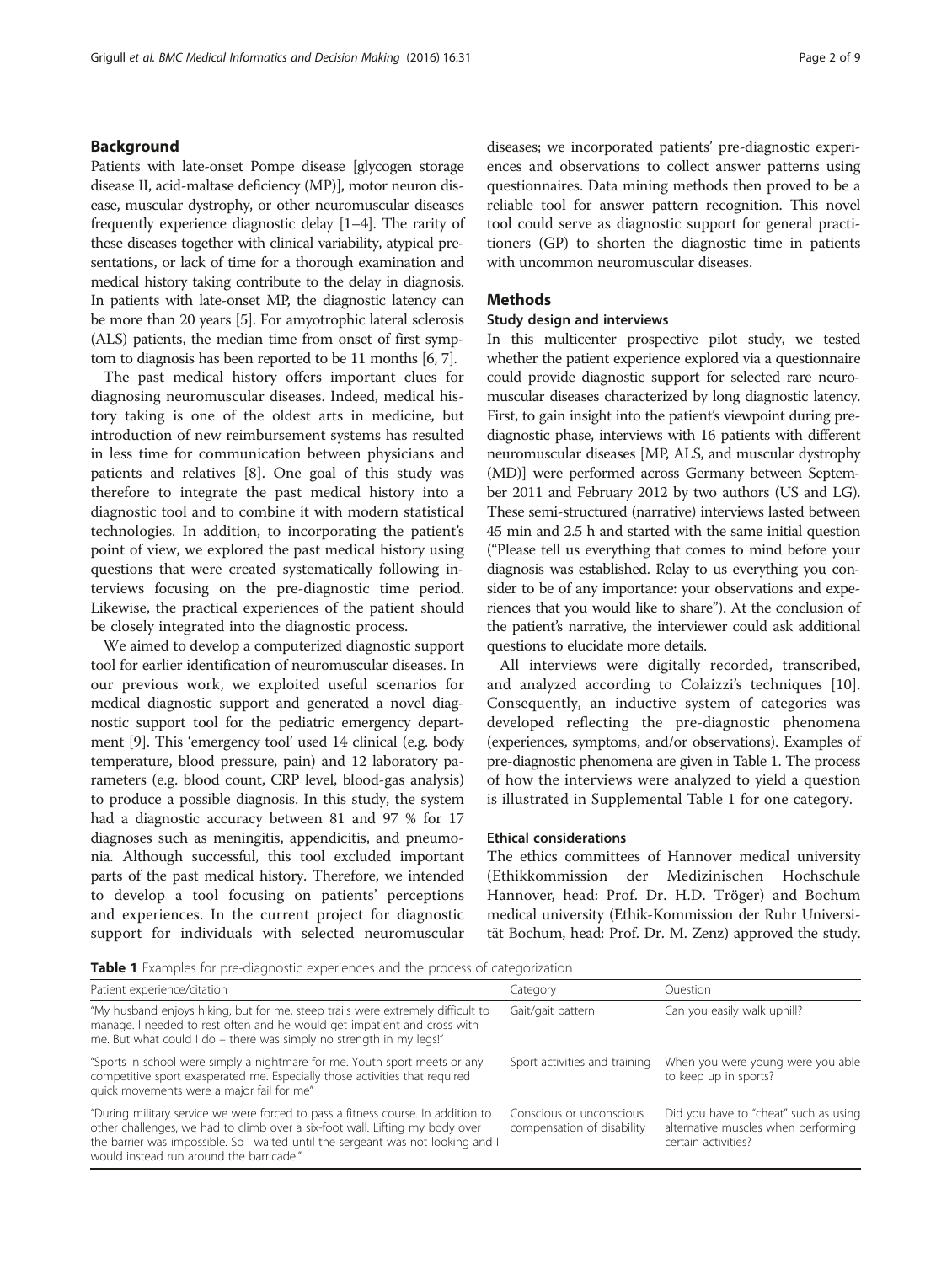## Background

Patients with late-onset Pompe disease [glycogen storage disease II, acid-maltase deficiency (MP)], motor neuron disease, muscular dystrophy, or other neuromuscular diseases frequently experience diagnostic delay [1–4]. The rarity of these diseases together with clinical variability, atypical presentations, or lack of time for a thorough examination and medical history taking contribute to the delay in diagnosis. In patients with late-onset MP, the diagnostic latency can be more than 20 years [5]. For amyotrophic lateral sclerosis (ALS) patients, the median time from onset of first symptom to diagnosis has been reported to be 11 months [6, 7].

The past medical history offers important clues for diagnosing neuromuscular diseases. Indeed, medical history taking is one of the oldest arts in medicine, but introduction of new reimbursement systems has resulted in less time for communication between physicians and patients and relatives [8]. One goal of this study was therefore to integrate the past medical history into a diagnostic tool and to combine it with modern statistical technologies. In addition, to incorporating the patient's point of view, we explored the past medical history using questions that were created systematically following interviews focusing on the pre-diagnostic time period. Likewise, the practical experiences of the patient should be closely integrated into the diagnostic process.

We aimed to develop a computerized diagnostic support tool for earlier identification of neuromuscular diseases. In our previous work, we exploited useful scenarios for medical diagnostic support and generated a novel diagnostic support tool for the pediatric emergency department [9]. This 'emergency tool' used 14 clinical (e.g. body temperature, blood pressure, pain) and 12 laboratory parameters (e.g. blood count, CRP level, blood-gas analysis) to produce a possible diagnosis. In this study, the system had a diagnostic accuracy between 81 and 97 % for 17 diagnoses such as meningitis, appendicitis, and pneumonia. Although successful, this tool excluded important parts of the past medical history. Therefore, we intended to develop a tool focusing on patients' perceptions and experiences. In the current project for diagnostic support for individuals with selected neuromuscular diseases; we incorporated patients' pre-diagnostic experiences and observations to collect answer patterns using questionnaires. Data mining methods then proved to be a reliable tool for answer pattern recognition. This novel tool could serve as diagnostic support for general practitioners (GP) to shorten the diagnostic time in patients with uncommon neuromuscular diseases.

## Methods

### Study design and interviews

In this multicenter prospective pilot study, we tested whether the patient experience explored via a questionnaire could provide diagnostic support for selected rare neuromuscular diseases characterized by long diagnostic latency. First, to gain insight into the patient's viewpoint during pre-diagnostic phase, interviews with 16 patients with different neuromuscular diseases [MP, ALS, and muscular dystrophy (MD)] were performed across Germany between September 2011 and February 2012 by two authors (US and LG). These semi-structured (narrative) interviews lasted between 45 min and 2.5 h and started with the same initial question ("Please tell us everything that comes to mind before your diagnosis was established. Relay to us everything you consider to be of any importance: your observations and experiences that you would like to share"). At the conclusion of the patient's narrative, the interviewer could ask additional questions to elucidate more details.

All interviews were digitally recorded, transcribed, and analyzed according to Colaizzi's techniques [10]. Consequently, an inductive system of categories was developed reflecting the pre-diagnostic phenomena (experiences, symptoms, and/or observations). Examples of pre-diagnostic phenomena are given in Table 1. The process of how the interviews were analyzed to yield a question is illustrated in Supplemental Table 1 for one category.

### Ethical considerations

The ethics committees of Hannover medical university (Ethikkommission der Medizinischen Hochschule Hannover, head: Prof. Dr. H.D. Tröger) and Bochum medical university (Ethik-Kommission der Ruhr Universität Bochum, head: Prof. Dr. M. Zenz) approved the study.

**Table 1** Examples for pre-diagnostic experiences and the process of categorization

| Patient experience/citation | Category | Question |
| --- | --- | --- |
| "My husband enjoys hiking, but for me, steep trails were extremely difficult to manage. I needed to rest often and he would get impatient and cross with me. But what could I do – there was simply no strength in my legs!" | Gait/gait pattern | Can you easily walk uphill? |
| "Sports in school were simply a nightmare for me. Youth sport meets or any competitive sport exasperated me. Especially those activities that required quick movements were a major fail for me" | Sport activities and training | When you were young were you able to keep up in sports? |
| "During military service we were forced to pass a fitness course. In addition to other challenges, we had to climb over a six-foot wall. Lifting my body over the barrier was impossible. So I waited until the sergeant was not looking and I would instead run around the barricade." | Conscious or unconscious compensation of disability | Did you have to "cheat" such as using alternative muscles when performing certain activities? |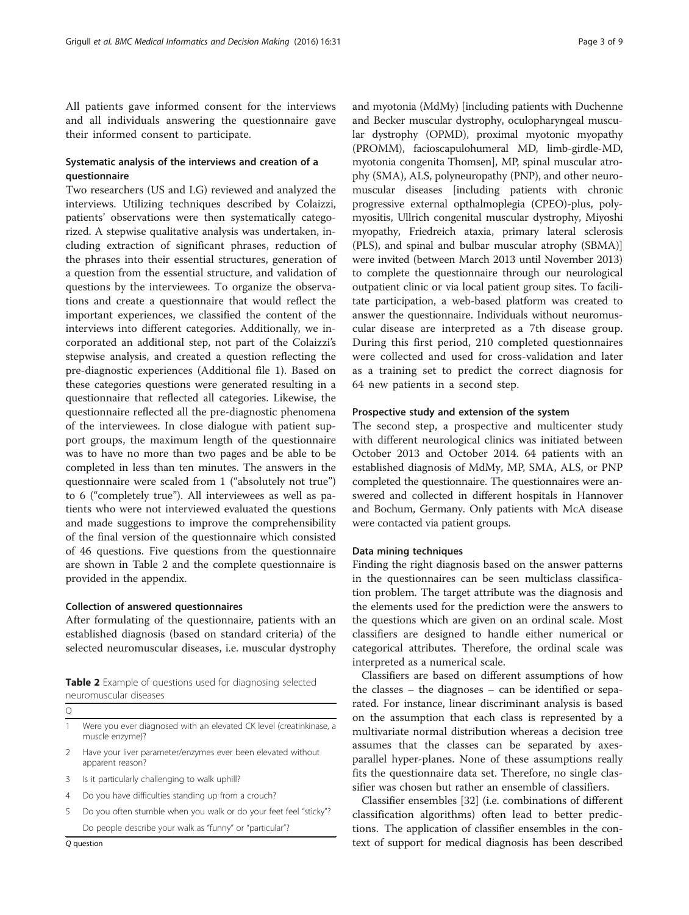All patients gave informed consent for the interviews and all individuals answering the questionnaire gave their informed consent to participate.

### Systematic analysis of the interviews and creation of a questionnaire

Two researchers (US and LG) reviewed and analyzed the interviews. Utilizing techniques described by Colaizzi, patients' observations were then systematically categorized. A stepwise qualitative analysis was undertaken, including extraction of significant phrases, reduction of the phrases into their essential structures, generation of a question from the essential structure, and validation of questions by the interviewees. To organize the observations and create a questionnaire that would reflect the important experiences, we classified the content of the interviews into different categories. Additionally, we incorporated an additional step, not part of the Colaizzi's stepwise analysis, and created a question reflecting the pre-diagnostic experiences (Additional file 1). Based on these categories questions were generated resulting in a questionnaire that reflected all categories. Likewise, the questionnaire reflected all the pre-diagnostic phenomena of the interviewees. In close dialogue with patient support groups, the maximum length of the questionnaire was to have no more than two pages and be able to be completed in less than ten minutes. The answers in the questionnaire were scaled from 1 ("absolutely not true") to 6 ("completely true"). All interviewees as well as patients who were not interviewed evaluated the questions and made suggestions to improve the comprehensibility of the final version of the questionnaire which consisted of 46 questions. Five questions from the questionnaire are shown in Table 2 and the complete questionnaire is provided in the appendix.

### Collection of answered questionnaires

After formulating of the questionnaire, patients with an established diagnosis (based on standard criteria) of the selected neuromuscular diseases, i.e. muscular dystrophy and myotonia (MdMy) [including patients with Duchenne and Becker muscular dystrophy, oculopharyngeal muscular dystrophy (OPMD), proximal myotonic myopathy (PROMM), facioscapulohumeral MD, limb-girdle-MD, myotonia congenita Thomsen], MP, spinal muscular atrophy (SMA), ALS, polyneuropathy (PNP), and other neuromuscular diseases [including patients with chronic progressive external opthalmoplegia (CPEO)-plus, polymyositis, Ullrich congenital muscular dystrophy, Miyoshi myopathy, Friedreich ataxia, primary lateral sclerosis (PLS), and spinal and bulbar muscular atrophy (SBMA)] were invited (between March 2013 until November 2013) to complete the questionnaire through our neurological outpatient clinic or via local patient group sites. To facilitate participation, a web-based platform was created to answer the questionnaire. Individuals without neuromuscular disease are interpreted as a 7th disease group. During this first period, 210 completed questionnaires were collected and used for cross-validation and later as a training set to predict the correct diagnosis for 64 new patients in a second step.

**Table 2** Example of questions used for diagnosing selected neuromuscular diseases

| Q | |
|---|---|
| 1 | Were you ever diagnosed with an elevated CK level (creatinkinase, a muscle enzyme)? |
| 2 | Have your liver parameter/enzymes ever been elevated without apparent reason? |
| 3 | Is it particularly challenging to walk uphill? |
| 4 | Do you have difficulties standing up from a crouch? |
| 5 | Do you often stumble when you walk or do your feet feel "sticky"? Do people describe your walk as "funny" or "particular"? |

*Q* question

### Prospective study and extension of the system

The second step, a prospective and multicenter study with different neurological clinics was initiated between October 2013 and October 2014. 64 patients with an established diagnosis of MdMy, MP, SMA, ALS, or PNP completed the questionnaire. The questionnaires were answered and collected in different hospitals in Hannover and Bochum, Germany. Only patients with McA disease were contacted via patient groups.

### Data mining techniques

Finding the right diagnosis based on the answer patterns in the questionnaires can be seen multiclass classification problem. The target attribute was the diagnosis and the elements used for the prediction were the answers to the questions which are given on an ordinal scale. Most classifiers are designed to handle either numerical or categorical attributes. Therefore, the ordinal scale was interpreted as a numerical scale.

Classifiers are based on different assumptions of how the classes – the diagnoses – can be identified or separated. For instance, linear discriminant analysis is based on the assumption that each class is represented by a multivariate normal distribution whereas a decision tree assumes that the classes can be separated by axes-parallel hyper-planes. None of these assumptions really fits the questionnaire data set. Therefore, no single classifier was chosen but rather an ensemble of classifiers.

Classifier ensembles [32] (i.e. combinations of different classification algorithms) often lead to better predictions. The application of classifier ensembles in the context of support for medical diagnosis has been described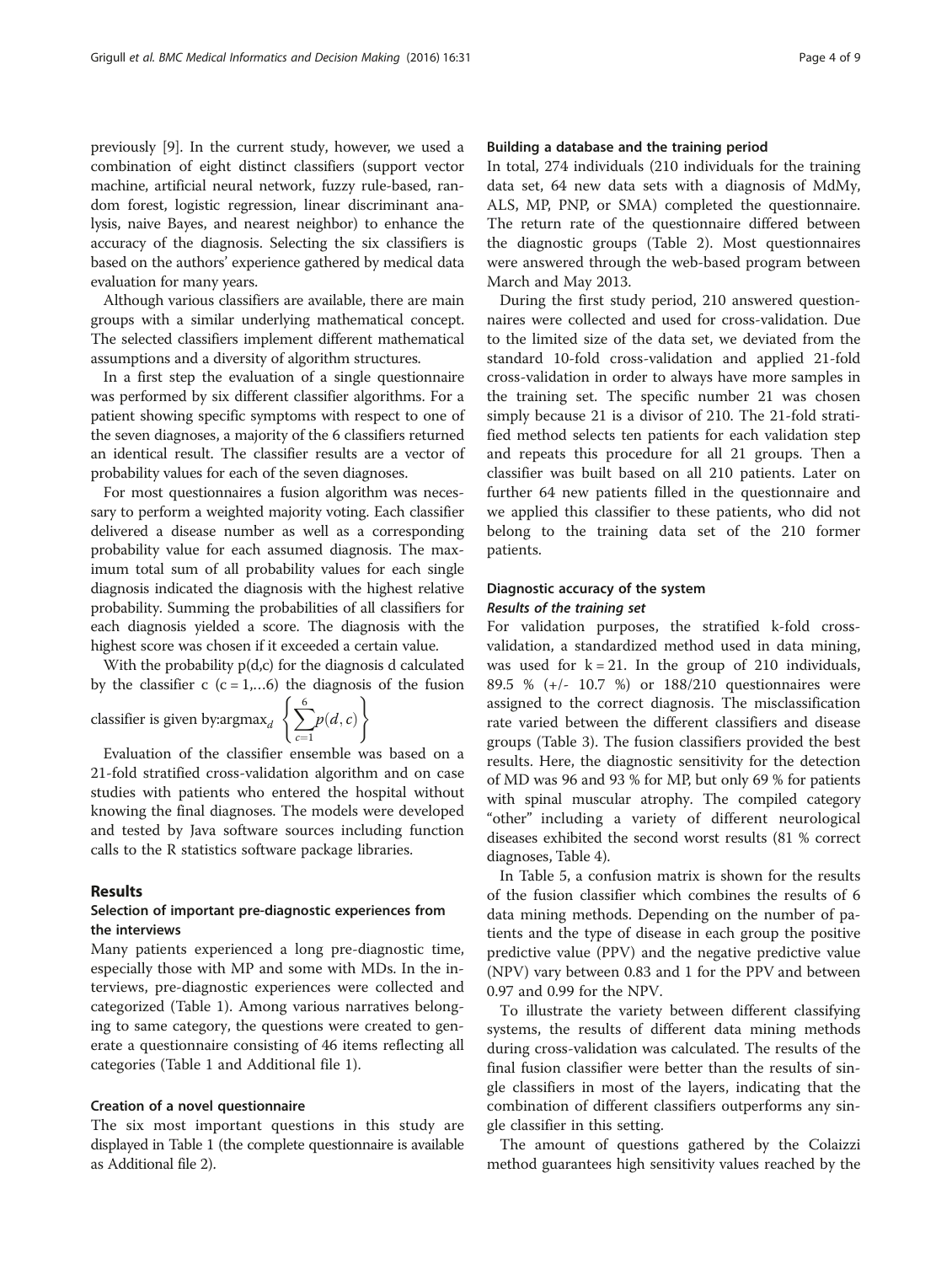previously [9]. In the current study, however, we used a combination of eight distinct classifiers (support vector machine, artificial neural network, fuzzy rule-based, random forest, logistic regression, linear discriminant analysis, naive Bayes, and nearest neighbor) to enhance the accuracy of the diagnosis. Selecting the six classifiers is based on the authors' experience gathered by medical data evaluation for many years.

Although various classifiers are available, there are main groups with a similar underlying mathematical concept. The selected classifiers implement different mathematical assumptions and a diversity of algorithm structures.

In a first step the evaluation of a single questionnaire was performed by six different classifier algorithms. For a patient showing specific symptoms with respect to one of the seven diagnoses, a majority of the 6 classifiers returned an identical result. The classifier results are a vector of probability values for each of the seven diagnoses.

For most questionnaires a fusion algorithm was necessary to perform a weighted majority voting. Each classifier delivered a disease number as well as a corresponding probability value for each assumed diagnosis. The maximum total sum of all probability values for each single diagnosis indicated the diagnosis with the highest relative probability. Summing the probabilities of all classifiers for each diagnosis yielded a score. The diagnosis with the highest score was chosen if it exceeded a certain value.

With the probability p(d,c) for the diagnosis d calculated by the classifier c (c = 1,…6) the diagnosis of the fusion classifier is given by: $\operatorname{argmax}_d \left\{ \sum_{c=1}^{6} p(d,c) \right\}$

Evaluation of the classifier ensemble was based on a 21-fold stratified cross-validation algorithm and on case studies with patients who entered the hospital without knowing the final diagnoses. The models were developed and tested by Java software sources including function calls to the R statistics software package libraries.

## Results

### Selection of important pre-diagnostic experiences from the interviews

Many patients experienced a long pre-diagnostic time, especially those with MP and some with MDs. In the interviews, pre-diagnostic experiences were collected and categorized (Table 1). Among various narratives belonging to same category, the questions were created to generate a questionnaire consisting of 46 items reflecting all categories (Table 1 and Additional file 1).

### Creation of a novel questionnaire

The six most important questions in this study are displayed in Table 1 (the complete questionnaire is available as Additional file 2).

### Building a database and the training period

In total, 274 individuals (210 individuals for the training data set, 64 new data sets with a diagnosis of MdMy, ALS, MP, PNP, or SMA) completed the questionnaire. The return rate of the questionnaire differed between the diagnostic groups (Table 2). Most questionnaires were answered through the web-based program between March and May 2013.

During the first study period, 210 answered questionnaires were collected and used for cross-validation. Due to the limited size of the data set, we deviated from the standard 10-fold cross-validation and applied 21-fold cross-validation in order to always have more samples in the training set. The specific number 21 was chosen simply because 21 is a divisor of 210. The 21-fold stratified method selects ten patients for each validation step and repeats this procedure for all 21 groups. Then a classifier was built based on all 210 patients. Later on further 64 new patients filled in the questionnaire and we applied this classifier to these patients, who did not belong to the training data set of the 210 former patients.

### Diagnostic accuracy of the system

#### *Results of the training set*

For validation purposes, the stratified k-fold cross-validation, a standardized method used in data mining, was used for k = 21. In the group of 210 individuals, 89.5 % (+/- 10.7 %) or 188/210 questionnaires were assigned to the correct diagnosis. The misclassification rate varied between the different classifiers and disease groups (Table 3). The fusion classifiers provided the best results. Here, the diagnostic sensitivity for the detection of MD was 96 and 93 % for MP, but only 69 % for patients with spinal muscular atrophy. The compiled category "other" including a variety of different neurological diseases exhibited the second worst results (81 % correct diagnoses, Table 4).

In Table 5, a confusion matrix is shown for the results of the fusion classifier which combines the results of 6 data mining methods. Depending on the number of patients and the type of disease in each group the positive predictive value (PPV) and the negative predictive value (NPV) vary between 0.83 and 1 for the PPV and between 0.97 and 0.99 for the NPV.

To illustrate the variety between different classifying systems, the results of different data mining methods during cross-validation was calculated. The results of the final fusion classifier were better than the results of single classifiers in most of the layers, indicating that the combination of different classifiers outperforms any single classifier in this setting.

The amount of questions gathered by the Colaizzi method guarantees high sensitivity values reached by the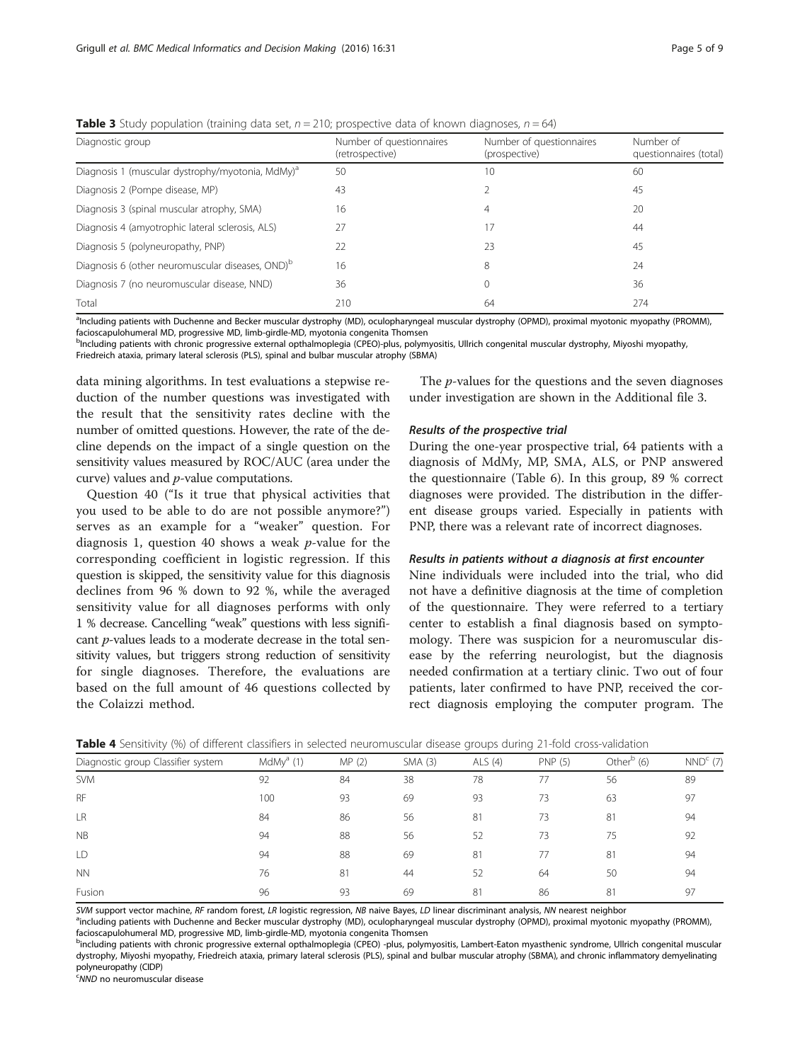**Table 3** Study population (training data set, $n = 210$; prospective data of known diagnoses, $n = 64$)

| Diagnostic group | Number of questionnaires (retrospective) | Number of questionnaires (prospective) | Number of questionnaires (total) |
|---|---|---|---|
| Diagnosis 1 (muscular dystrophy/myotonia, MdMy)[a] | 50 | 10 | 60 |
| Diagnosis 2 (Pompe disease, MP) | 43 | 2 | 45 |
| Diagnosis 3 (spinal muscular atrophy, SMA) | 16 | 4 | 20 |
| Diagnosis 4 (amyotrophic lateral sclerosis, ALS) | 27 | 17 | 44 |
| Diagnosis 5 (polyneuropathy, PNP) | 22 | 23 | 45 |
| Diagnosis 6 (other neuromuscular diseases, OND)[b] | 16 | 8 | 24 |
| Diagnosis 7 (no neuromuscular disease, NND) | 36 | 0 | 36 |
| Total | 210 | 64 | 274 |

[a]Including patients with Duchenne and Becker muscular dystrophy (MD), oculopharyngeal muscular dystrophy (OPMD), proximal myotonic myopathy (PROMM), facioscapulohumeral MD, progressive MD, limb-girdle-MD, myotonia congenita Thomsen

[b]Including patients with chronic progressive external opthalmoplegia (CPEO)-plus, polymyositis, Ullrich congenital muscular dystrophy, Miyoshi myopathy, Friedreich ataxia, primary lateral sclerosis (PLS), spinal and bulbar muscular atrophy (SBMA)

data mining algorithms. In test evaluations a stepwise reduction of the number questions was investigated with the result that the sensitivity rates decline with the number of omitted questions. However, the rate of the decline depends on the impact of a single question on the sensitivity values measured by ROC/AUC (area under the curve) values and *p*-value computations.

Question 40 ("Is it true that physical activities that you used to be able to do are not possible anymore?") serves as an example for a "weaker" question. For diagnosis 1, question 40 shows a weak *p*-value for the corresponding coefficient in logistic regression. If this question is skipped, the sensitivity value for this diagnosis declines from 96 % down to 92 %, while the averaged sensitivity value for all diagnoses performs with only 1 % decrease. Cancelling "weak" questions with less significant *p*-values leads to a moderate decrease in the total sensitivity values, but triggers strong reduction of sensitivity for single diagnoses. Therefore, the evaluations are based on the full amount of 46 questions collected by the Colaizzi method.

The *p*-values for the questions and the seven diagnoses under investigation are shown in the Additional file 3.

#### Results of the prospective trial

During the one-year prospective trial, 64 patients with a diagnosis of MdMy, MP, SMA, ALS, or PNP answered the questionnaire (Table 6). In this group, 89 % correct diagnoses were provided. The distribution in the different disease groups varied. Especially in patients with PNP, there was a relevant rate of incorrect diagnoses.

#### Results in patients without a diagnosis at first encounter

Nine individuals were included into the trial, who did not have a definitive diagnosis at the time of completion of the questionnaire. They were referred to a tertiary center to establish a final diagnosis based on symptomology. There was suspicion for a neuromuscular disease by the referring neurologist, but the diagnosis needed confirmation at a tertiary clinic. Two out of four patients, later confirmed to have PNP, received the correct diagnosis employing the computer program. The

**Table 4** Sensitivity (%) of different classifiers in selected neuromuscular disease groups during 21-fold cross-validation

| Diagnostic group Classifier system | MdMy[a] (1) | MP (2) | SMA (3) | ALS (4) | PNP (5) | Other[b] (6) | NND[c] (7) |
|---|---|---|---|---|---|---|---|
| SVM | 92 | 84 | 38 | 78 | 77 | 56 | 89 |
| RF | 100 | 93 | 69 | 93 | 73 | 63 | 97 |
| LR | 84 | 86 | 56 | 81 | 73 | 81 | 94 |
| NB | 94 | 88 | 56 | 52 | 73 | 75 | 92 |
| LD | 94 | 88 | 69 | 81 | 77 | 81 | 94 |
| NN | 76 | 81 | 44 | 52 | 64 | 50 | 94 |
| Fusion | 96 | 93 | 69 | 81 | 86 | 81 | 97 |

*SVM* support vector machine, *RF* random forest, *LR* logistic regression, *NB* naive Bayes, *LD* linear discriminant analysis, *NN* nearest neighbor

[a]including patients with Duchenne and Becker muscular dystrophy (MD), oculopharyngeal muscular dystrophy (OPMD), proximal myotonic myopathy (PROMM), facioscapulohumeral MD, progressive MD, limb-girdle-MD, myotonia congenita Thomsen

[b]including patients with chronic progressive external opthalmoplegia (CPEO) -plus, polymyositis, Lambert-Eaton myasthenic syndrome, Ullrich congenital muscular dystrophy, Miyoshi myopathy, Friedreich ataxia, primary lateral sclerosis (PLS), spinal and bulbar muscular atrophy (SBMA), and chronic inflammatory demyelinating polyneuropathy (CIDP)

[c]*NND* no neuromuscular disease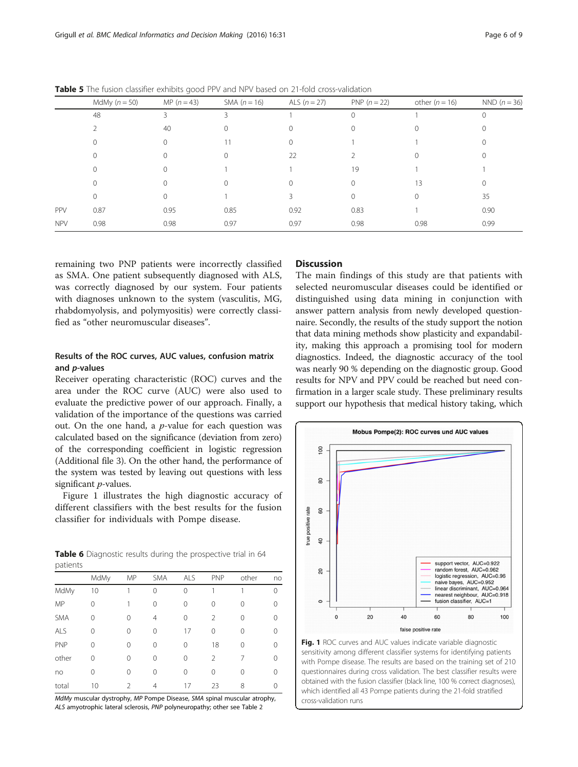**Table 5** The fusion classifier exhibits good PPV and NPV based on 21-fold cross-validation

| | MdMy ($n = 50$) | MP ($n = 43$) | SMA ($n = 16$) | ALS ($n = 27$) | PNP ($n = 22$) | other ($n = 16$) | NND ($n = 36$) |
|---|---|---|---|---|---|---|---|
| | 48 | 3 | 3 | 1 | 0 | 1 | 0 |
| | 2 | 40 | 0 | 0 | 0 | 0 | 0 |
| | 0 | 0 | 11 | 0 | 1 | 1 | 0 |
| | 0 | 0 | 0 | 22 | 2 | 0 | 0 |
| | 0 | 0 | 1 | 1 | 19 | 1 | 1 |
| | 0 | 0 | 0 | 0 | 0 | 13 | 0 |
| | 0 | 0 | 1 | 3 | 0 | 0 | 35 |
| PPV | 0.87 | 0.95 | 0.85 | 0.92 | 0.83 | 1 | 0.90 |
| NPV | 0.98 | 0.98 | 0.97 | 0.97 | 0.98 | 0.98 | 0.99 |

remaining two PNP patients were incorrectly classified as SMA. One patient subsequently diagnosed with ALS, was correctly diagnosed by our system. Four patients with diagnoses unknown to the system (vasculitis, MG, rhabdomyolysis, and polymyositis) were correctly classified as "other neuromuscular diseases".

### Results of the ROC curves, AUC values, confusion matrix and *p*-values

Receiver operating characteristic (ROC) curves and the area under the ROC curve (AUC) were also used to evaluate the predictive power of our approach. Finally, a validation of the importance of the questions was carried out. On the one hand, a *p*-value for each question was calculated based on the significance (deviation from zero) of the corresponding coefficient in logistic regression (Additional file 3). On the other hand, the performance of the system was tested by leaving out questions with less significant *p*-values.

Figure 1 illustrates the high diagnostic accuracy of different classifiers with the best results for the fusion classifier for individuals with Pompe disease.

**Table 6** Diagnostic results during the prospective trial in 64 patients

| | MdMy | MP | SMA | ALS | PNP | other | no |
|---|---|---|---|---|---|---|---|
| MdMy | 10 | 1 | 0 | 0 | 1 | 1 | 0 |
| MP | 0 | 1 | 0 | 0 | 0 | 0 | 0 |
| SMA | 0 | 0 | 4 | 0 | 2 | 0 | 0 |
| ALS | 0 | 0 | 0 | 17 | 0 | 0 | 0 |
| PNP | 0 | 0 | 0 | 0 | 18 | 0 | 0 |
| other | 0 | 0 | 0 | 0 | 2 | 7 | 0 |
| no | 0 | 0 | 0 | 0 | 0 | 0 | 0 |
| total | 10 | 2 | 4 | 17 | 23 | 8 | 0 |

*MdMy* muscular dystrophy, *MP* Pompe Disease, *SMA* spinal muscular atrophy, *ALS* amyotrophic lateral sclerosis, *PNP* polyneuropathy; other see Table 2

## Discussion

The main findings of this study are that patients with selected neuromuscular diseases could be identified or distinguished using data mining in conjunction with answer pattern analysis from newly developed questionnaire. Secondly, the results of the study support the notion that data mining methods show plasticity and expandability, making this approach a promising tool for modern diagnostics. Indeed, the diagnostic accuracy of the tool was nearly 90 % depending on the diagnostic group. Good results for NPV and PPV could be reached but need confirmation in a larger scale study. These preliminary results support our hypothesis that medical history taking, which

**Fig. 1** ROC curves and AUC values indicate variable diagnostic sensitivity among different classifier systems for identifying patients with Pompe disease. The results are based on the training set of 210 questionnaires during cross validation. The best classifier results were obtained with the fusion classifier (black line, 100 % correct diagnoses), which identified all 43 Pompe patients during the 21-fold stratified cross-validation runs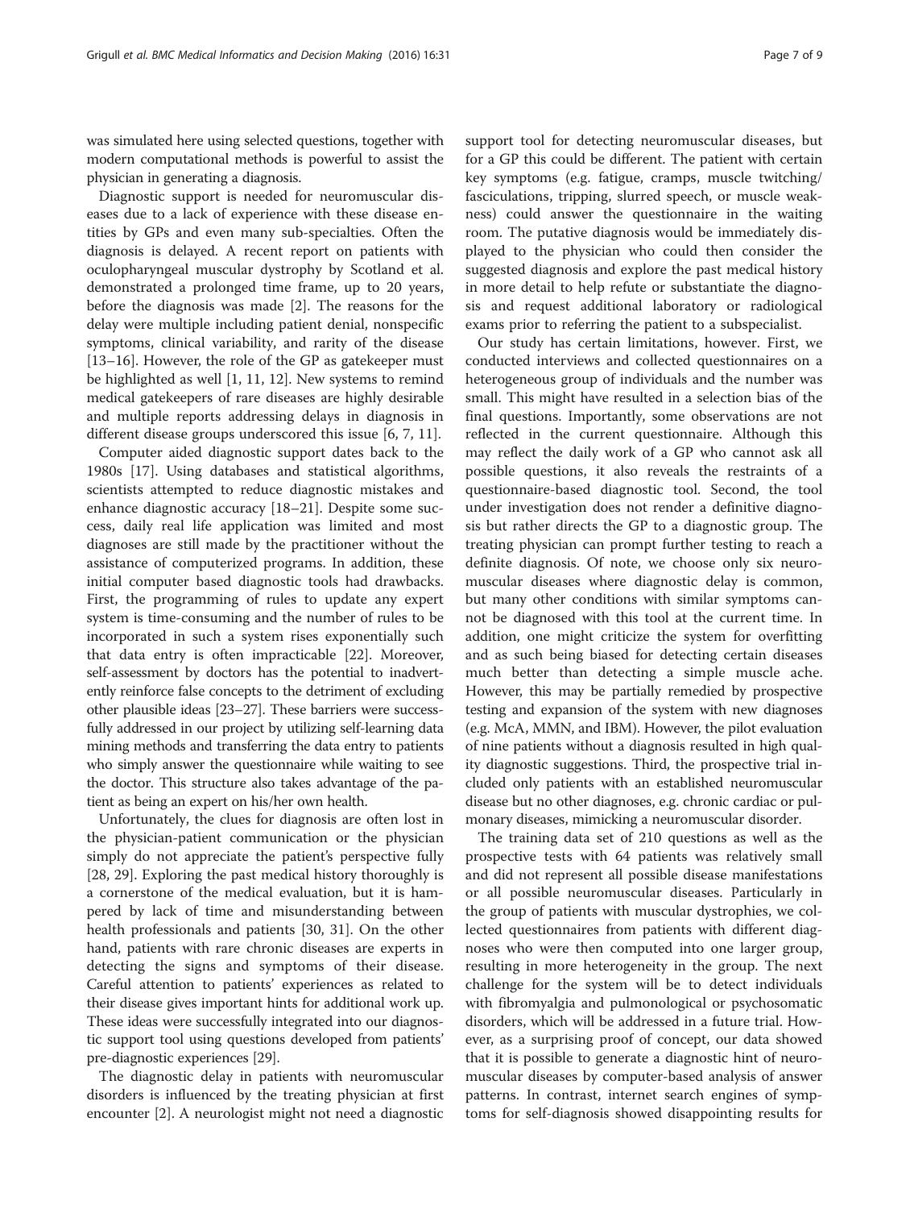was simulated here using selected questions, together with modern computational methods is powerful to assist the physician in generating a diagnosis.

Diagnostic support is needed for neuromuscular diseases due to a lack of experience with these disease entities by GPs and even many sub-specialties. Often the diagnosis is delayed. A recent report on patients with oculopharyngeal muscular dystrophy by Scotland et al. demonstrated a prolonged time frame, up to 20 years, before the diagnosis was made [2]. The reasons for the delay were multiple including patient denial, nonspecific symptoms, clinical variability, and rarity of the disease [13–16]. However, the role of the GP as gatekeeper must be highlighted as well [1, 11, 12]. New systems to remind medical gatekeepers of rare diseases are highly desirable and multiple reports addressing delays in diagnosis in different disease groups underscored this issue [6, 7, 11].

Computer aided diagnostic support dates back to the 1980s [17]. Using databases and statistical algorithms, scientists attempted to reduce diagnostic mistakes and enhance diagnostic accuracy [18–21]. Despite some success, daily real life application was limited and most diagnoses are still made by the practitioner without the assistance of computerized programs. In addition, these initial computer based diagnostic tools had drawbacks. First, the programming of rules to update any expert system is time-consuming and the number of rules to be incorporated in such a system rises exponentially such that data entry is often impracticable [22]. Moreover, self-assessment by doctors has the potential to inadvertently reinforce false concepts to the detriment of excluding other plausible ideas [23–27]. These barriers were successfully addressed in our project by utilizing self-learning data mining methods and transferring the data entry to patients who simply answer the questionnaire while waiting to see the doctor. This structure also takes advantage of the patient as being an expert on his/her own health.

Unfortunately, the clues for diagnosis are often lost in the physician-patient communication or the physician simply do not appreciate the patient's perspective fully [28, 29]. Exploring the past medical history thoroughly is a cornerstone of the medical evaluation, but it is hampered by lack of time and misunderstanding between health professionals and patients [30, 31]. On the other hand, patients with rare chronic diseases are experts in detecting the signs and symptoms of their disease. Careful attention to patients' experiences as related to their disease gives important hints for additional work up. These ideas were successfully integrated into our diagnostic support tool using questions developed from patients' pre-diagnostic experiences [29].

The diagnostic delay in patients with neuromuscular disorders is influenced by the treating physician at first encounter [2]. A neurologist might not need a diagnostic support tool for detecting neuromuscular diseases, but for a GP this could be different. The patient with certain key symptoms (e.g. fatigue, cramps, muscle twitching/fasciculations, tripping, slurred speech, or muscle weakness) could answer the questionnaire in the waiting room. The putative diagnosis would be immediately displayed to the physician who could then consider the suggested diagnosis and explore the past medical history in more detail to help refute or substantiate the diagnosis and request additional laboratory or radiological exams prior to referring the patient to a subspecialist.

Our study has certain limitations, however. First, we conducted interviews and collected questionnaires on a heterogeneous group of individuals and the number was small. This might have resulted in a selection bias of the final questions. Importantly, some observations are not reflected in the current questionnaire. Although this may reflect the daily work of a GP who cannot ask all possible questions, it also reveals the restraints of a questionnaire-based diagnostic tool. Second, the tool under investigation does not render a definitive diagnosis but rather directs the GP to a diagnostic group. The treating physician can prompt further testing to reach a definite diagnosis. Of note, we choose only six neuromuscular diseases where diagnostic delay is common, but many other conditions with similar symptoms cannot be diagnosed with this tool at the current time. In addition, one might criticize the system for overfitting and as such being biased for detecting certain diseases much better than detecting a simple muscle ache. However, this may be partially remedied by prospective testing and expansion of the system with new diagnoses (e.g. McA, MMN, and IBM). However, the pilot evaluation of nine patients without a diagnosis resulted in high quality diagnostic suggestions. Third, the prospective trial included only patients with an established neuromuscular disease but no other diagnoses, e.g. chronic cardiac or pulmonary diseases, mimicking a neuromuscular disorder.

The training data set of 210 questions as well as the prospective tests with 64 patients was relatively small and did not represent all possible disease manifestations or all possible neuromuscular diseases. Particularly in the group of patients with muscular dystrophies, we collected questionnaires from patients with different diagnoses who were then computed into one larger group, resulting in more heterogeneity in the group. The next challenge for the system will be to detect individuals with fibromyalgia and pulmonological or psychosomatic disorders, which will be addressed in a future trial. However, as a surprising proof of concept, our data showed that it is possible to generate a diagnostic hint of neuromuscular diseases by computer-based analysis of answer patterns. In contrast, internet search engines of symptoms for self-diagnosis showed disappointing results for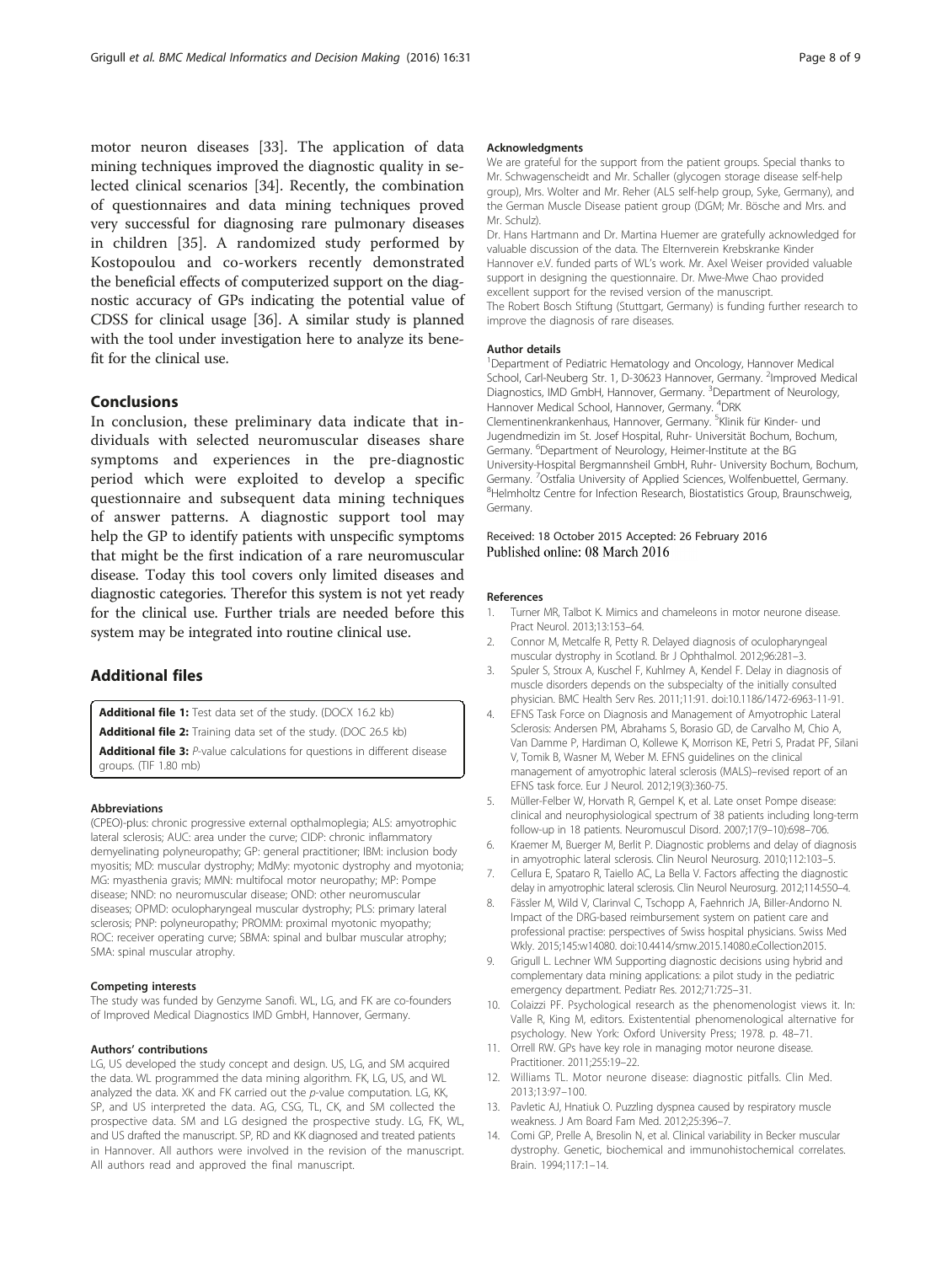motor neuron diseases [33]. The application of data mining techniques improved the diagnostic quality in selected clinical scenarios [34]. Recently, the combination of questionnaires and data mining techniques proved very successful for diagnosing rare pulmonary diseases in children [35]. A randomized study performed by Kostopoulou and co-workers recently demonstrated the beneficial effects of computerized support on the diagnostic accuracy of GPs indicating the potential value of CDSS for clinical usage [36]. A similar study is planned with the tool under investigation here to analyze its benefit for the clinical use.

## Conclusions

In conclusion, these preliminary data indicate that individuals with selected neuromuscular diseases share symptoms and experiences in the pre-diagnostic period which were exploited to develop a specific questionnaire and subsequent data mining techniques of answer patterns. A diagnostic support tool may help the GP to identify patients with unspecific symptoms that might be the first indication of a rare neuromuscular disease. Today this tool covers only limited diseases and diagnostic categories. Therefor this system is not yet ready for the clinical use. Further trials are needed before this system may be integrated into routine clinical use.

## Additional files

**Additional file 1:** Test data set of the study. (DOCX 16.2 kb)

**Additional file 2:** Training data set of the study. (DOC 26.5 kb)

**Additional file 3:** *P*-value calculations for questions in different disease groups. (TIF 1.80 mb)

#### Abbreviations

(CPEO)-plus: chronic progressive external opthalmoplegia; ALS: amyotrophic lateral sclerosis; AUC: area under the curve; CIDP: chronic inflammatory demyelinating polyneuropathy; GP: general practitioner; IBM: inclusion body myositis; MD: muscular dystrophy; MdMy: myotonic dystrophy and myotonia; MG: myasthenia gravis; MMN: multifocal motor neuropathy; MP: Pompe disease; NND: no neuromuscular disease; OND: other neuromuscular diseases; OPMD: oculopharyngeal muscular dystrophy; PLS: primary lateral sclerosis; PNP: polyneuropathy; PROMM: proximal myotonic myopathy; ROC: receiver operating curve; SBMA: spinal and bulbar muscular atrophy; SMA: spinal muscular atrophy.

#### Competing interests

The study was funded by Genzyme Sanofi. WL, LG, and FK are co-founders of Improved Medical Diagnostics IMD GmbH, Hannover, Germany.

#### Authors' contributions

LG, US developed the study concept and design. US, LG, and SM acquired the data. WL programmed the data mining algorithm. FK, LG, US, and WL analyzed the data. XK and FK carried out the *p*-value computation. LG, KK, SP, and US interpreted the data. AG, CSG, TL, CK, and SM collected the prospective data. SM and LG designed the prospective study. LG, FK, WL, and US drafted the manuscript. SP, RD and KK diagnosed and treated patients in Hannover. All authors were involved in the revision of the manuscript. All authors read and approved the final manuscript.

#### Acknowledgments

We are grateful for the support from the patient groups. Special thanks to Mr. Schwagenscheidt and Mr. Schaller (glycogen storage disease self-help group), Mrs. Wolter and Mr. Reher (ALS self-help group, Syke, Germany), and the German Muscle Disease patient group (DGM; Mr. Bösche and Mrs. and Mr. Schulz).

Dr. Hans Hartmann and Dr. Martina Huemer are gratefully acknowledged for valuable discussion of the data. The Elternverein Krebskranke Kinder Hannover e.V. funded parts of WL's work. Mr. Axel Weiser provided valuable support in designing the questionnaire. Dr. Mwe-Mwe Chao provided excellent support for the revised version of the manuscript.

The Robert Bosch Stiftung (Stuttgart, Germany) is funding further research to improve the diagnosis of rare diseases.

#### Author details

[1]Department of Pediatric Hematology and Oncology, Hannover Medical School, Carl-Neuberg Str. 1, D-30623 Hannover, Germany. [2]Improved Medical Diagnostics, IMD GmbH, Hannover, Germany. [3]Department of Neurology, Hannover Medical School, Hannover, Germany. [4]DRK Clementinenkrankenhaus, Hannover, Germany. [5]Klinik für Kinder- und Jugendmedizin im St. Josef Hospital, Ruhr- Universität Bochum, Bochum, Germany. [6]Department of Neurology, Heimer-Institute at the BG University-Hospital Bergmannsheil GmbH, Ruhr- University Bochum, Bochum, Germany. [7]Ostfalia University of Applied Sciences, Wolfenbuettel, Germany. [8]Helmholtz Centre for Infection Research, Biostatistics Group, Braunschweig, Germany.

Received: 18 October 2015 Accepted: 26 February 2016
Published online: 08 March 2016

#### References

1. Turner MR, Talbot K. Mimics and chameleons in motor neurone disease. Pract Neurol. 2013;13:153–64.
2. Connor M, Metcalfe R, Petty R. Delayed diagnosis of oculopharyngeal muscular dystrophy in Scotland. Br J Ophthalmol. 2012;96:281–3.
3. Spuler S, Stroux A, Kuschel F, Kuhlmey A, Kendel F. Delay in diagnosis of muscle disorders depends on the subspecialty of the initially consulted physician. BMC Health Serv Res. 2011;11:91. doi:10.1186/1472-6963-11-91.
4. EFNS Task Force on Diagnosis and Management of Amyotrophic Lateral Sclerosis: Andersen PM, Abrahams S, Borasio GD, de Carvalho M, Chio A, Van Damme P, Hardiman O, Kollewe K, Morrison KE, Petri S, Pradat PF, Silani V, Tomik B, Wasner M, Weber M. EFNS guidelines on the clinical management of amyotrophic lateral sclerosis (MALS)–revised report of an EFNS task force. Eur J Neurol. 2012;19(3):360-75.
5. Müller-Felber W, Horvath R, Gempel K, et al. Late onset Pompe disease: clinical and neurophysiological spectrum of 38 patients including long-term follow-up in 18 patients. Neuromuscul Disord. 2007;17(9–10):698–706.
6. Kraemer M, Buerger M, Berlit P. Diagnostic problems and delay of diagnosis in amyotrophic lateral sclerosis. Clin Neurol Neurosurg. 2010;112:103–5.
7. Cellura E, Spataro R, Taiello AC, La Bella V. Factors affecting the diagnostic delay in amyotrophic lateral sclerosis. Clin Neurol Neurosurg. 2012;114:550–4.
8. Fässler M, Wild V, Clarinval C, Tschopp A, Faehnrich JA, Biller-Andorno N. Impact of the DRG-based reimbursement system on patient care and professional practise: perspectives of Swiss hospital physicians. Swiss Med Wkly. 2015;145:w14080. doi:10.4414/smw.2015.14080.eCollection2015.
9. Grigull L. Lechner WM Supporting diagnostic decisions using hybrid and complementary data mining applications: a pilot study in the pediatric emergency department. Pediatr Res. 2012;71:725–31.
10. Colaizzi PF. Psychological research as the phenomenologist views it. In: Valle R, King M, editors. Existentential phenomenological alternative for psychology. New York: Oxford University Press; 1978. p. 48–71.
11. Orrell RW. GPs have key role in managing motor neurone disease. Practitioner. 2011;255:19–22.
12. Williams TL. Motor neurone disease: diagnostic pitfalls. Clin Med. 2013;13:97–100.
13. Pavletic AJ, Hnatiuk O. Puzzling dyspnea caused by respiratory muscle weakness. J Am Board Fam Med. 2012;25:396–7.
14. Comi GP, Prelle A, Bresolin N, et al. Clinical variability in Becker muscular dystrophy. Genetic, biochemical and immunohistochemical correlates. Brain. 1994;117:1–14.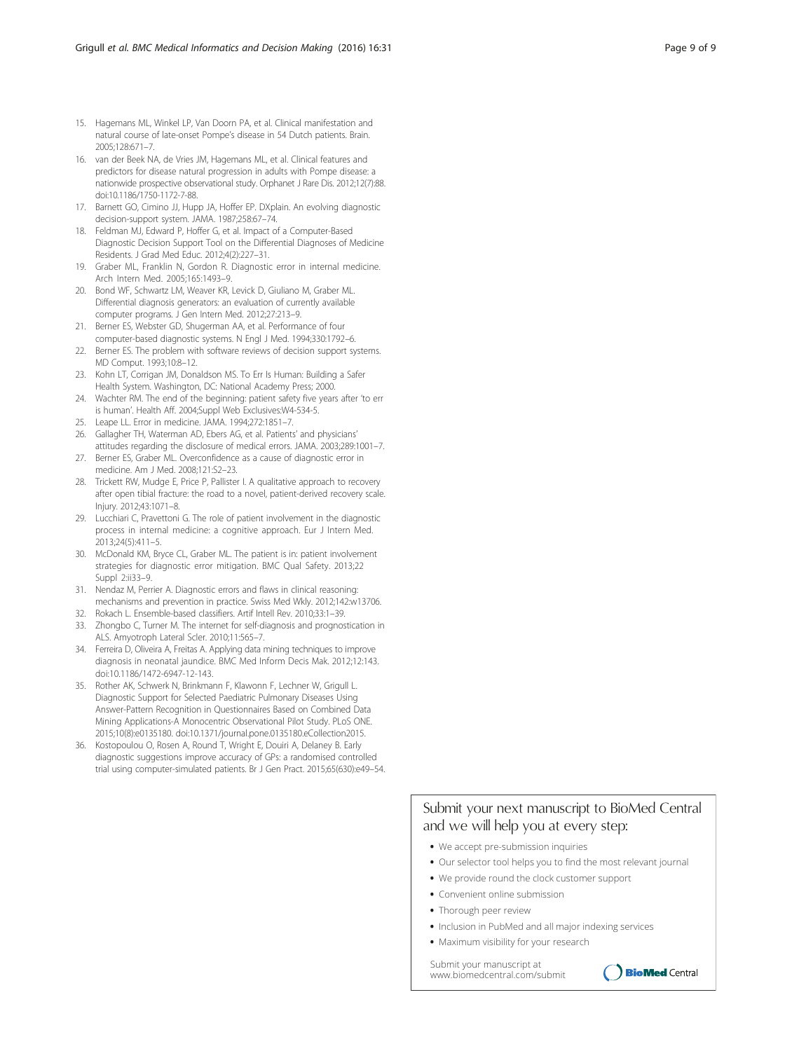15. Hagemans ML, Winkel LP, Van Doorn PA, et al. Clinical manifestation and natural course of late-onset Pompe's disease in 54 Dutch patients. Brain. 2005;128:671–7.
16. van der Beek NA, de Vries JM, Hagemans ML, et al. Clinical features and predictors for disease natural progression in adults with Pompe disease: a nationwide prospective observational study. Orphanet J Rare Dis. 2012;12(7):88. doi:10.1186/1750-1172-7-88.
17. Barnett GO, Cimino JJ, Hupp JA, Hoffer EP. DXplain. An evolving diagnostic decision-support system. JAMA. 1987;258:67–74.
18. Feldman MJ, Edward P, Hoffer G, et al. Impact of a Computer-Based Diagnostic Decision Support Tool on the Differential Diagnoses of Medicine Residents. J Grad Med Educ. 2012;4(2):227–31.
19. Graber ML, Franklin N, Gordon R. Diagnostic error in internal medicine. Arch Intern Med. 2005;165:1493–9.
20. Bond WF, Schwartz LM, Weaver KR, Levick D, Giuliano M, Graber ML. Differential diagnosis generators: an evaluation of currently available computer programs. J Gen Intern Med. 2012;27:213–9.
21. Berner ES, Webster GD, Shugerman AA, et al. Performance of four computer-based diagnostic systems. N Engl J Med. 1994;330:1792–6.
22. Berner ES. The problem with software reviews of decision support systems. MD Comput. 1993;10:8–12.
23. Kohn LT, Corrigan JM, Donaldson MS. To Err Is Human: Building a Safer Health System. Washington, DC: National Academy Press; 2000.
24. Wachter RM. The end of the beginning: patient safety five years after 'to err is human'. Health Aff. 2004;Suppl Web Exclusives:W4-534-5.
25. Leape LL. Error in medicine. JAMA. 1994;272:1851–7.
26. Gallagher TH, Waterman AD, Ebers AG, et al. Patients' and physicians' attitudes regarding the disclosure of medical errors. JAMA. 2003;289:1001–7.
27. Berner ES, Graber ML. Overconfidence as a cause of diagnostic error in medicine. Am J Med. 2008;121:S2–23.
28. Trickett RW, Mudge E, Price P, Pallister I. A qualitative approach to recovery after open tibial fracture: the road to a novel, patient-derived recovery scale. Injury. 2012;43:1071–8.
29. Lucchiari C, Pravettoni G. The role of patient involvement in the diagnostic process in internal medicine: a cognitive approach. Eur J Intern Med. 2013;24(5):411–5.
30. McDonald KM, Bryce CL, Graber ML. The patient is in: patient involvement strategies for diagnostic error mitigation. BMC Qual Safety. 2013;22 Suppl 2:ii33–9.
31. Nendaz M, Perrier A. Diagnostic errors and flaws in clinical reasoning: mechanisms and prevention in practice. Swiss Med Wkly. 2012;142:w13706.
32. Rokach L. Ensemble-based classifiers. Artif Intell Rev. 2010;33:1–39.
33. Zhongbo C, Turner M. The internet for self-diagnosis and prognostication in ALS. Amyotroph Lateral Scler. 2010;11:565–7.
34. Ferreira D, Oliveira A, Freitas A. Applying data mining techniques to improve diagnosis in neonatal jaundice. BMC Med Inform Decis Mak. 2012;12:143. doi:10.1186/1472-6947-12-143.
35. Rother AK, Schwerk N, Brinkmann F, Klawonn F, Lechner W, Grigull L. Diagnostic Support for Selected Paediatric Pulmonary Diseases Using Answer-Pattern Recognition in Questionnaires Based on Combined Data Mining Applications-A Monocentric Observational Pilot Study. PLoS ONE. 2015;10(8):e0135180. doi:10.1371/journal.pone.0135180.eCollection2015.
36. Kostopoulou O, Rosen A, Round T, Wright E, Douiri A, Delaney B. Early diagnostic suggestions improve accuracy of GPs: a randomised controlled trial using computer-simulated patients. Br J Gen Pract. 2015;65(630):e49–54.

Submit your next manuscript to BioMed Central and we will help you at every step:

- We accept pre-submission inquiries
- Our selector tool helps you to find the most relevant journal
- We provide round the clock customer support
- Convenient online submission
- Thorough peer review
- Inclusion in PubMed and all major indexing services
- Maximum visibility for your research

Submit your manuscript at www.biomedcentral.com/submit

BioMed Central